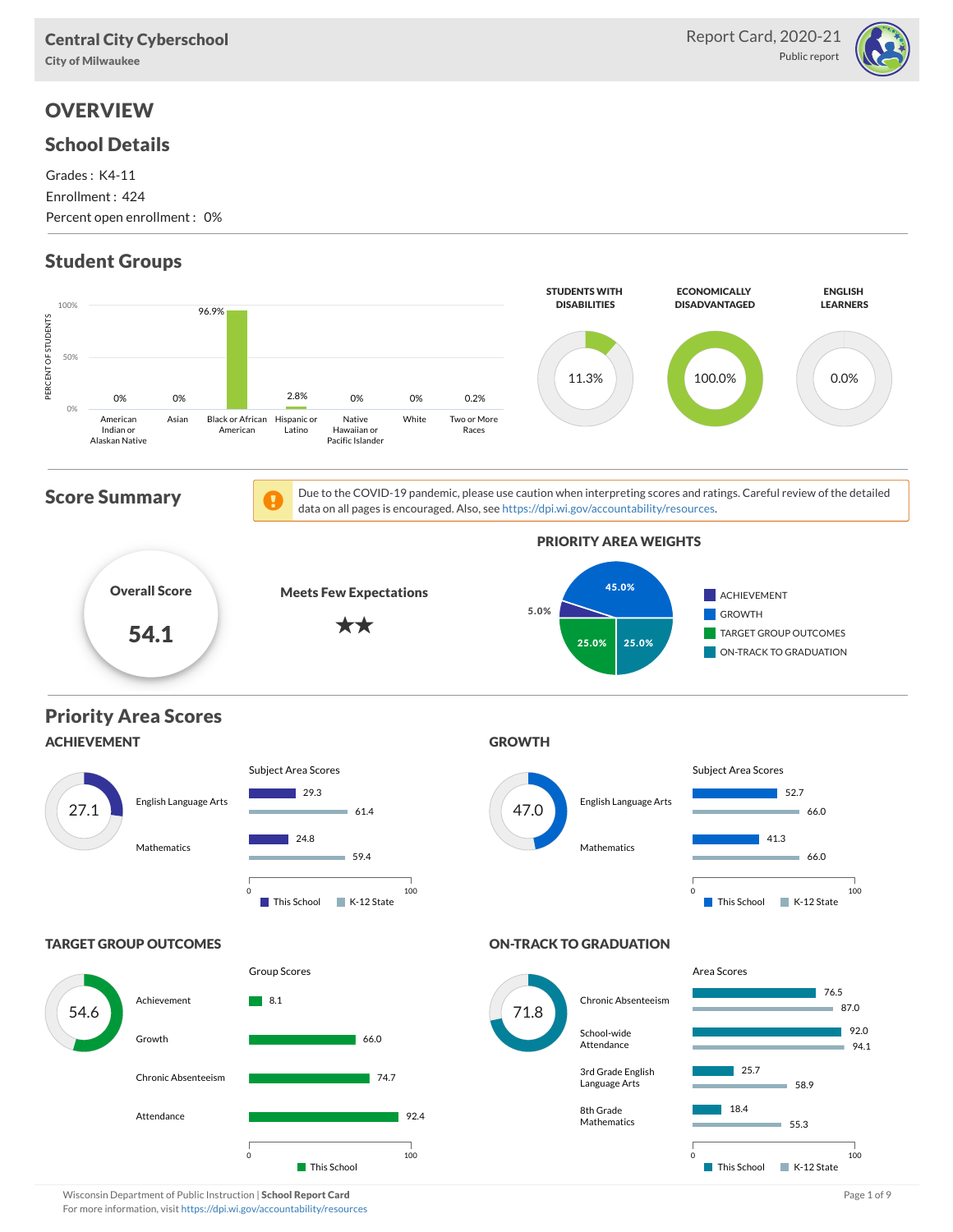**Central City Cyberschool**
City of Milwaukee

Report Card, 2020-21
Public report

# OVERVIEW

## School Details

Grades : K4-11
Enrollment : 424
Percent open enrollment : 0%

## Student Groups

| Group | Percent of Students |
|---|---|
| American Indian or Alaskan Native | 0% |
| Asian | 0% |
| Black or African American | 96.9% |
| Hispanic or Latino | 2.8% |
| Native Hawaiian or Pacific Islander | 0% |
| White | 0% |
| Two or More Races | 0.2% |

| STUDENTS WITH DISABILITIES | ECONOMICALLY DISADVANTAGED | ENGLISH LEARNERS |
|---|---|---|
| 11.3% | 100.0% | 0.0% |

## Score Summary

Due to the COVID-19 pandemic, please use caution when interpreting scores and ratings. Careful review of the detailed data on all pages is encouraged. Also, see https://dpi.wi.gov/accountability/resources.

**Overall Score**
**54.1**

**Meets Few Expectations**
★★

**PRIORITY AREA WEIGHTS**

| Priority Area | Weight |
|---|---|
| ACHIEVEMENT | 5.0% |
| GROWTH | 45.0% |
| TARGET GROUP OUTCOMES | 25.0% |
| ON-TRACK TO GRADUATION | 25.0% |

## Priority Area Scores

### ACHIEVEMENT

Score: 27.1

Subject Area Scores

| Subject | This School | K-12 State |
|---|---|---|
| English Language Arts | 29.3 | 61.4 |
| Mathematics | 24.8 | 59.4 |

### GROWTH

Score: 47.0

Subject Area Scores

| Subject | This School | K-12 State |
|---|---|---|
| English Language Arts | 52.7 | 66.0 |
| Mathematics | 41.3 | 66.0 |

### TARGET GROUP OUTCOMES

Score: 54.6

Group Scores

| Group | This School |
|---|---|
| Achievement | 8.1 |
| Growth | 66.0 |
| Chronic Absenteeism | 74.7 |
| Attendance | 92.4 |

### ON-TRACK TO GRADUATION

Score: 71.8

Area Scores

| Area | This School | K-12 State |
|---|---|---|
| Chronic Absenteeism | 76.5 | 87.0 |
| School-wide Attendance | 92.0 | 94.1 |
| 3rd Grade English Language Arts | 25.7 | 58.9 |
| 8th Grade Mathematics | 18.4 | 55.3 |

Wisconsin Department of Public Instruction | **School Report Card**
For more information, visit https://dpi.wi.gov/accountability/resources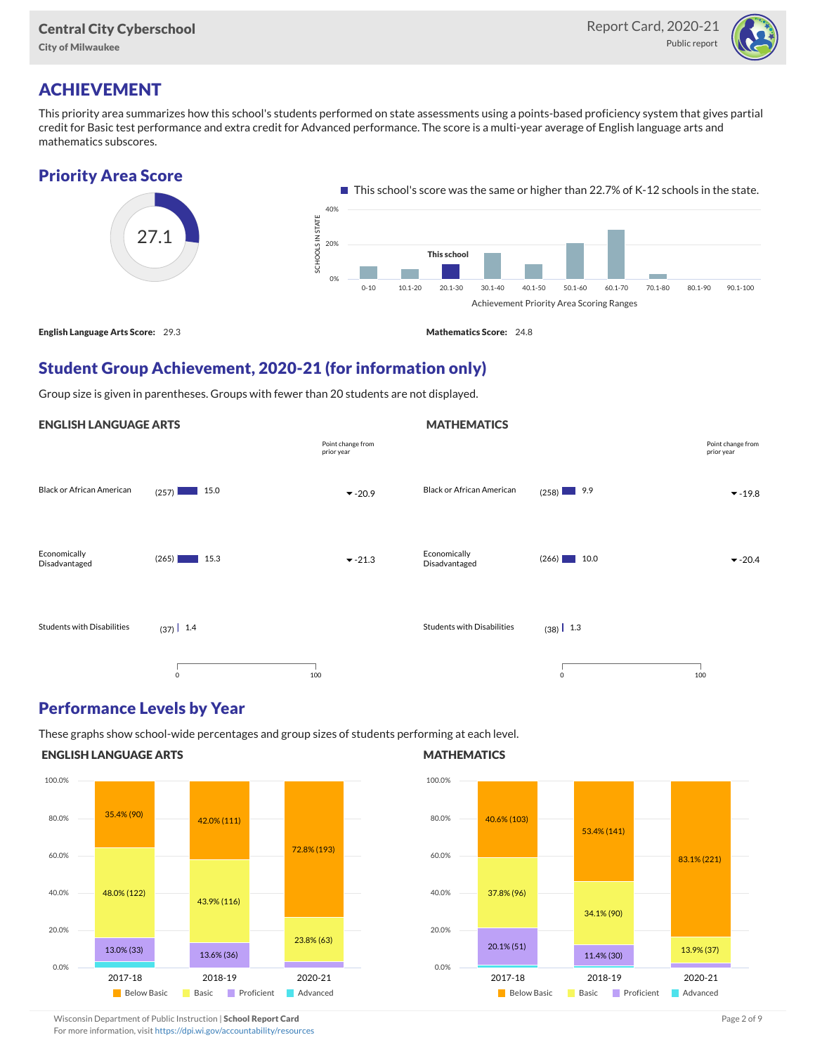# ACHIEVEMENT

This priority area summarizes how this school's students performed on state assessments using a points-based proficiency system that gives partial credit for Basic test performance and extra credit for Advanced performance. The score is a multi-year average of English language arts and mathematics subscores.

## Priority Area Score

27.1

This school's score was the same or higher than 22.7% of K-12 schools in the state.

Achievement Priority Area Scoring Ranges (This school: 20.1-30)

**English Language Arts Score:** 29.3

**Mathematics Score:** 24.8

## Student Group Achievement, 2020-21 (for information only)

Group size is given in parentheses. Groups with fewer than 20 students are not displayed.

### ENGLISH LANGUAGE ARTS

| Group | Size | Score | Point change from prior year |
|---|---|---|---|
| Black or African American | (257) | 15.0 | -20.9 |
| Economically Disadvantaged | (265) | 15.3 | -21.3 |
| Students with Disabilities | (37) | 1.4 | |

### MATHEMATICS

| Group | Size | Score | Point change from prior year |
|---|---|---|---|
| Black or African American | (258) | 9.9 | -19.8 |
| Economically Disadvantaged | (266) | 10.0 | -20.4 |
| Students with Disabilities | (38) | 1.3 | |

## Performance Levels by Year

These graphs show school-wide percentages and group sizes of students performing at each level.

### ENGLISH LANGUAGE ARTS

| Level | 2017-18 | 2018-19 | 2020-21 |
|---|---|---|---|
| Below Basic | 35.4% (90) | 42.0% (111) | 72.8% (193) |
| Basic | 48.0% (122) | 43.9% (116) | 23.8% (63) |
| Proficient | 13.0% (33) | 13.6% (36) | |
| Advanced | | | |

### MATHEMATICS

| Level | 2017-18 | 2018-19 | 2020-21 |
|---|---|---|---|
| Below Basic | 40.6% (103) | 53.4% (141) | 83.1% (221) |
| Basic | 37.8% (96) | 34.1% (90) | 13.9% (37) |
| Proficient | 20.1% (51) | 11.4% (30) | |
| Advanced | | | |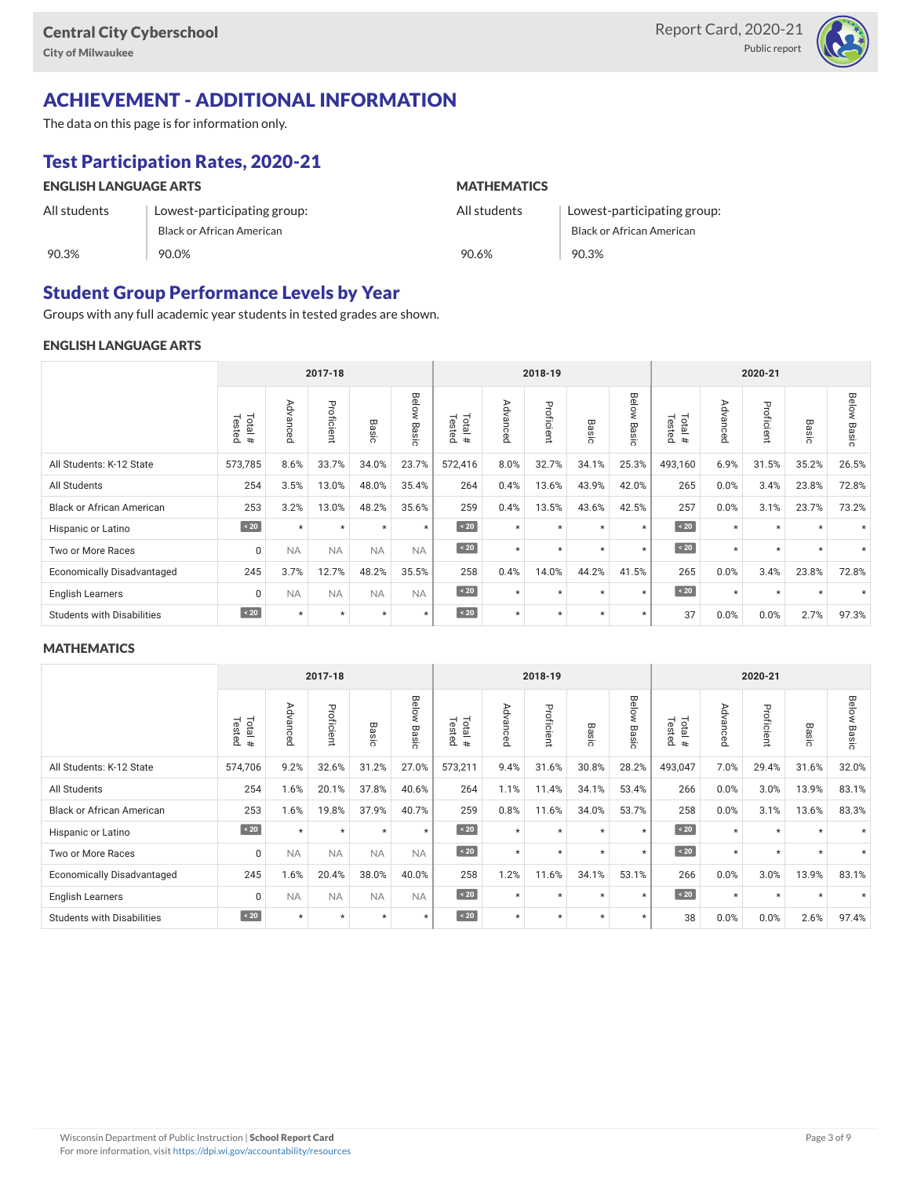## ACHIEVEMENT - ADDITIONAL INFORMATION

The data on this page is for information only.

### Test Participation Rates, 2020-21

| ENGLISH LANGUAGE ARTS | | MATHEMATICS | |
|---|---|---|---|
| All students | Lowest-participating group: Black or African American | All students | Lowest-participating group: Black or African American |
| 90.3% | 90.0% | 90.6% | 90.3% |

### Student Group Performance Levels by Year

Groups with any full academic year students in tested grades are shown.

#### ENGLISH LANGUAGE ARTS

| | 2017-18 | | | | | 2018-19 | | | | | 2020-21 | | | | |
|---|---|---|---|---|---|---|---|---|---|---|---|---|---|---|---|
| | Total # Tested | Advanced | Proficient | Basic | Below Basic | Total # Tested | Advanced | Proficient | Basic | Below Basic | Total # Tested | Advanced | Proficient | Basic | Below Basic |
| All Students: K-12 State | 573,785 | 8.6% | 33.7% | 34.0% | 23.7% | 572,416 | 8.0% | 32.7% | 34.1% | 25.3% | 493,160 | 6.9% | 31.5% | 35.2% | 26.5% |
| All Students | 254 | 3.5% | 13.0% | 48.0% | 35.4% | 264 | 0.4% | 13.6% | 43.9% | 42.0% | 265 | 0.0% | 3.4% | 23.8% | 72.8% |
| Black or African American | 253 | 3.2% | 13.0% | 48.2% | 35.6% | 259 | 0.4% | 13.5% | 43.6% | 42.5% | 257 | 0.0% | 3.1% | 23.7% | 73.2% |
| Hispanic or Latino | < 20 | * | * | * | * | < 20 | * | * | * | * | < 20 | * | * | * | * |
| Two or More Races | 0 | NA | NA | NA | NA | < 20 | * | * | * | * | < 20 | * | * | * | * |
| Economically Disadvantaged | 245 | 3.7% | 12.7% | 48.2% | 35.5% | 258 | 0.4% | 14.0% | 44.2% | 41.5% | 265 | 0.0% | 3.4% | 23.8% | 72.8% |
| English Learners | 0 | NA | NA | NA | NA | < 20 | * | * | * | * | < 20 | * | * | * | * |
| Students with Disabilities | < 20 | * | * | * | * | < 20 | * | * | * | * | 37 | 0.0% | 0.0% | 2.7% | 97.3% |

#### MATHEMATICS

| | 2017-18 | | | | | 2018-19 | | | | | 2020-21 | | | | |
|---|---|---|---|---|---|---|---|---|---|---|---|---|---|---|---|
| | Total # Tested | Advanced | Proficient | Basic | Below Basic | Total # Tested | Advanced | Proficient | Basic | Below Basic | Total # Tested | Advanced | Proficient | Basic | Below Basic |
| All Students: K-12 State | 574,706 | 9.2% | 32.6% | 31.2% | 27.0% | 573,211 | 9.4% | 31.6% | 30.8% | 28.2% | 493,047 | 7.0% | 29.4% | 31.6% | 32.0% |
| All Students | 254 | 1.6% | 20.1% | 37.8% | 40.6% | 264 | 1.1% | 11.4% | 34.1% | 53.4% | 266 | 0.0% | 3.0% | 13.9% | 83.1% |
| Black or African American | 253 | 1.6% | 19.8% | 37.9% | 40.7% | 259 | 0.8% | 11.6% | 34.0% | 53.7% | 258 | 0.0% | 3.1% | 13.6% | 83.3% |
| Hispanic or Latino | < 20 | * | * | * | * | < 20 | * | * | * | * | < 20 | * | * | * | * |
| Two or More Races | 0 | NA | NA | NA | NA | < 20 | * | * | * | * | < 20 | * | * | * | * |
| Economically Disadvantaged | 245 | 1.6% | 20.4% | 38.0% | 40.0% | 258 | 1.2% | 11.6% | 34.1% | 53.1% | 266 | 0.0% | 3.0% | 13.9% | 83.1% |
| English Learners | 0 | NA | NA | NA | NA | < 20 | * | * | * | * | < 20 | * | * | * | * |
| Students with Disabilities | < 20 | * | * | * | * | < 20 | * | * | * | * | 38 | 0.0% | 0.0% | 2.6% | 97.4% |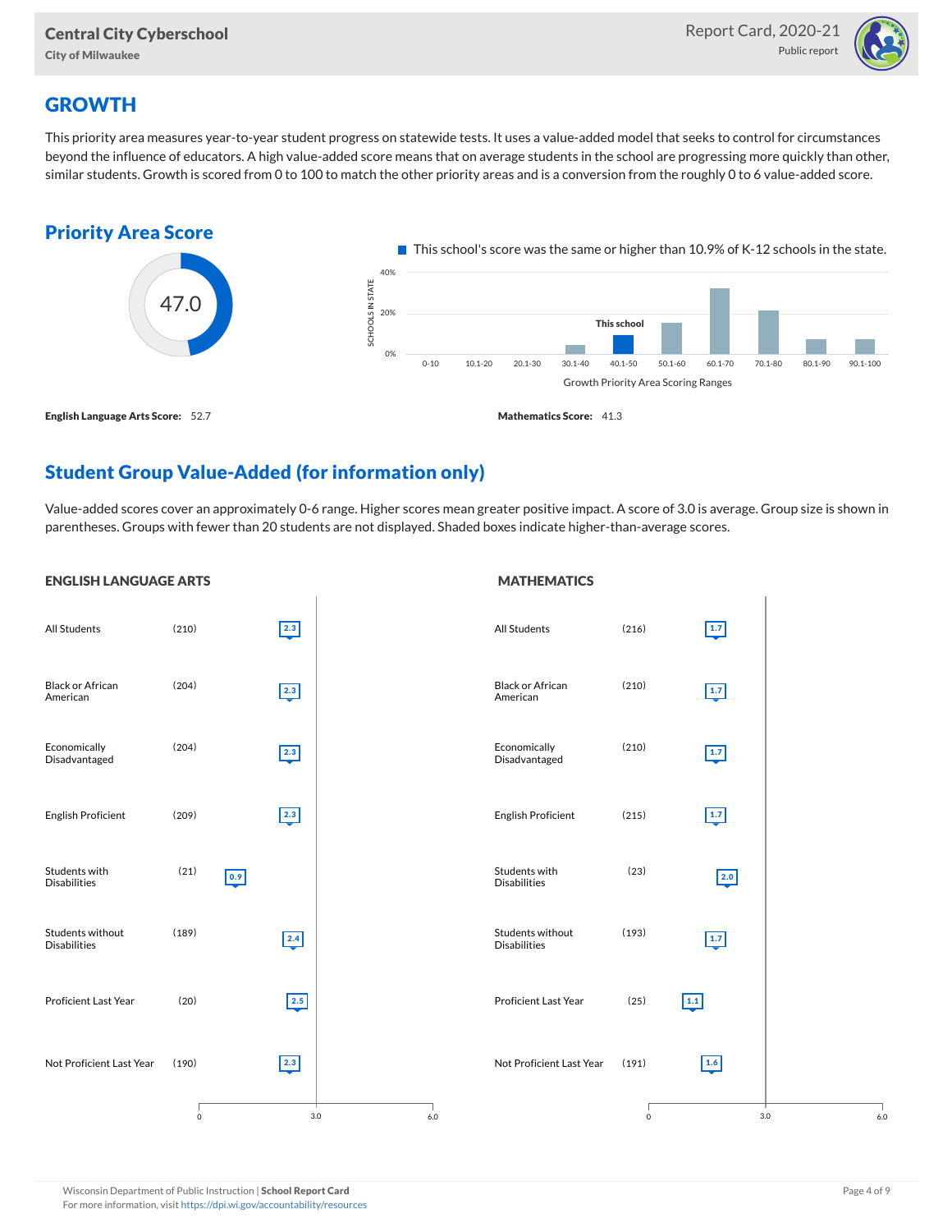## GROWTH

This priority area measures year-to-year student progress on statewide tests. It uses a value-added model that seeks to control for circumstances beyond the influence of educators. A high value-added score means that on average students in the school are progressing more quickly than other, similar students. Growth is scored from 0 to 100 to match the other priority areas and is a conversion from the roughly 0 to 6 value-added score.

### Priority Area Score

47.0

This school's score was the same or higher than 10.9% of K-12 schools in the state.

Growth Priority Area Scoring Ranges: 0-10, 10.1-20, 20.1-30, 30.1-40, 40.1-50 (This school), 50.1-60, 60.1-70, 70.1-80, 80.1-90, 90.1-100

**English Language Arts Score:** 52.7

**Mathematics Score:** 41.3

### Student Group Value-Added (for information only)

Value-added scores cover an approximately 0-6 range. Higher scores mean greater positive impact. A score of 3.0 is average. Group size is shown in parentheses. Groups with fewer than 20 students are not displayed. Shaded boxes indicate higher-than-average scores.

#### ENGLISH LANGUAGE ARTS

| Group | Size | Score |
|---|---|---|
| All Students | (210) | 2.3 |
| Black or African American | (204) | 2.3 |
| Economically Disadvantaged | (204) | 2.3 |
| English Proficient | (209) | 2.3 |
| Students with Disabilities | (21) | 0.9 |
| Students without Disabilities | (189) | 2.4 |
| Proficient Last Year | (20) | 2.5 |
| Not Proficient Last Year | (190) | 2.3 |

#### MATHEMATICS

| Group | Size | Score |
|---|---|---|
| All Students | (216) | 1.7 |
| Black or African American | (210) | 1.7 |
| Economically Disadvantaged | (210) | 1.7 |
| English Proficient | (215) | 1.7 |
| Students with Disabilities | (23) | 2.0 |
| Students without Disabilities | (193) | 1.7 |
| Proficient Last Year | (25) | 1.1 |
| Not Proficient Last Year | (191) | 1.6 |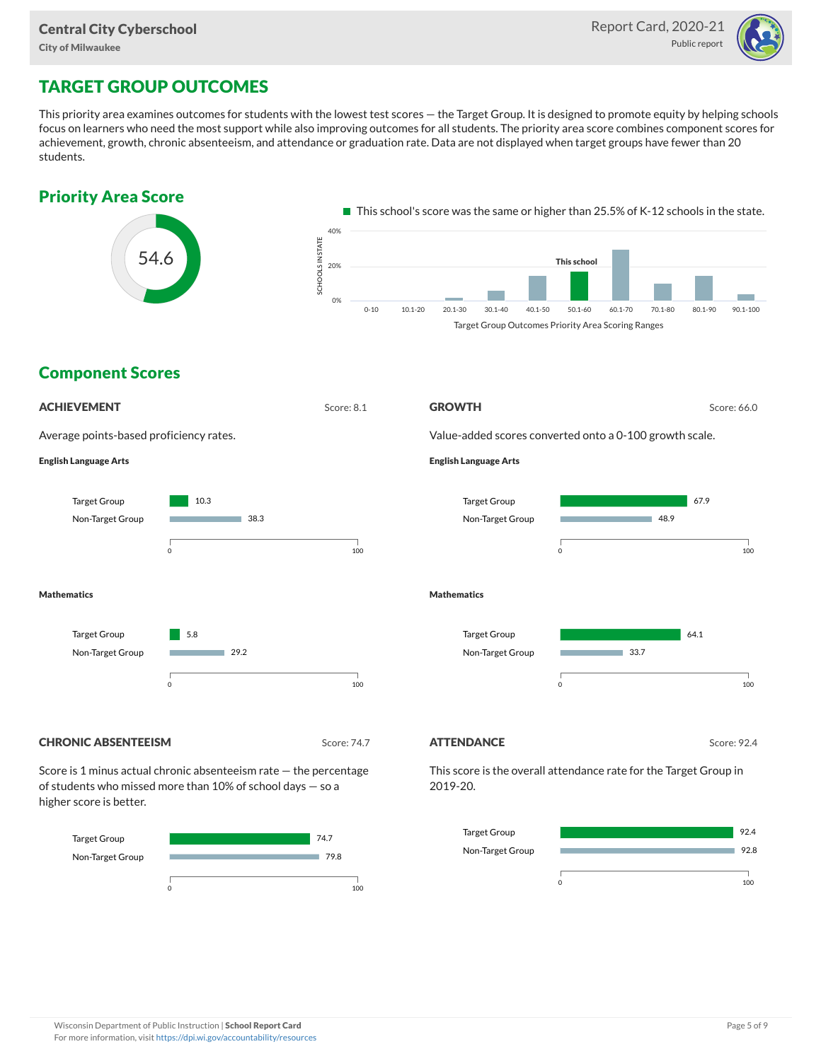# TARGET GROUP OUTCOMES

This priority area examines outcomes for students with the lowest test scores — the Target Group. It is designed to promote equity by helping schools focus on learners who need the most support while also improving outcomes for all students. The priority area score combines component scores for achievement, growth, chronic absenteeism, and attendance or graduation rate. Data are not displayed when target groups have fewer than 20 students.

## Priority Area Score

54.6

This school's score was the same or higher than 25.5% of K-12 schools in the state.

Target Group Outcomes Priority Area Scoring Ranges (This school: 50.1-60)

## Component Scores

### ACHIEVEMENT

Score: 8.1

Average points-based proficiency rates.

**English Language Arts**

| | Score |
|---|---|
| Target Group | 10.3 |
| Non-Target Group | 38.3 |

**Mathematics**

| | Score |
|---|---|
| Target Group | 5.8 |
| Non-Target Group | 29.2 |

### GROWTH

Score: 66.0

Value-added scores converted onto a 0-100 growth scale.

**English Language Arts**

| | Score |
|---|---|
| Target Group | 67.9 |
| Non-Target Group | 48.9 |

**Mathematics**

| | Score |
|---|---|
| Target Group | 64.1 |
| Non-Target Group | 33.7 |

### CHRONIC ABSENTEEISM

Score: 74.7

Score is 1 minus actual chronic absenteeism rate — the percentage of students who missed more than 10% of school days — so a higher score is better.

| | Score |
|---|---|
| Target Group | 74.7 |
| Non-Target Group | 79.8 |

### ATTENDANCE

Score: 92.4

This score is the overall attendance rate for the Target Group in 2019-20.

| | Score |
|---|---|
| Target Group | 92.4 |
| Non-Target Group | 92.8 |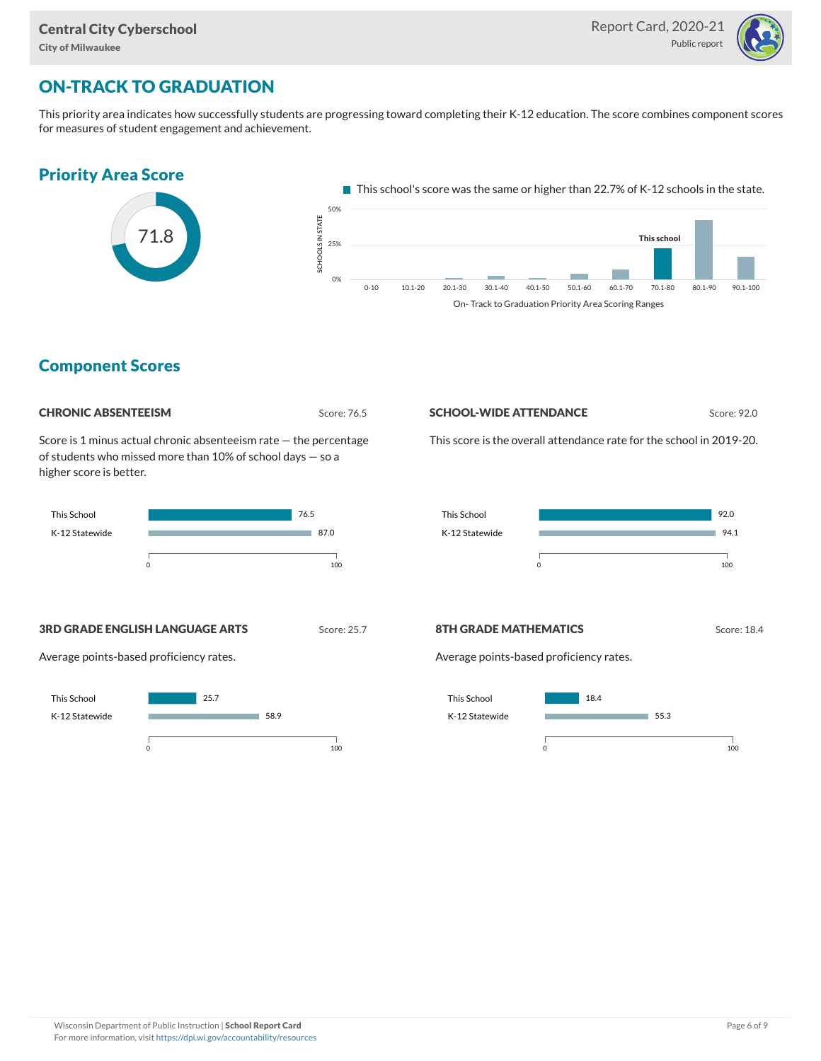# ON-TRACK TO GRADUATION

This priority area indicates how successfully students are progressing toward completing their K-12 education. The score combines component scores for measures of student engagement and achievement.

## Priority Area Score

71.8

This school's score was the same or higher than 22.7% of K-12 schools in the state.

## Component Scores

### CHRONIC ABSENTEEISM

Score: 76.5

Score is 1 minus actual chronic absenteeism rate — the percentage of students who missed more than 10% of school days — so a higher score is better.

| | Score |
|---|---|
| This School | 76.5 |
| K-12 Statewide | 87.0 |

### SCHOOL-WIDE ATTENDANCE

Score: 92.0

This score is the overall attendance rate for the school in 2019-20.

| | Score |
|---|---|
| This School | 92.0 |
| K-12 Statewide | 94.1 |

### 3RD GRADE ENGLISH LANGUAGE ARTS

Score: 25.7

Average points-based proficiency rates.

| | Score |
|---|---|
| This School | 25.7 |
| K-12 Statewide | 58.9 |

### 8TH GRADE MATHEMATICS

Score: 18.4

Average points-based proficiency rates.

| | Score |
|---|---|
| This School | 18.4 |
| K-12 Statewide | 55.3 |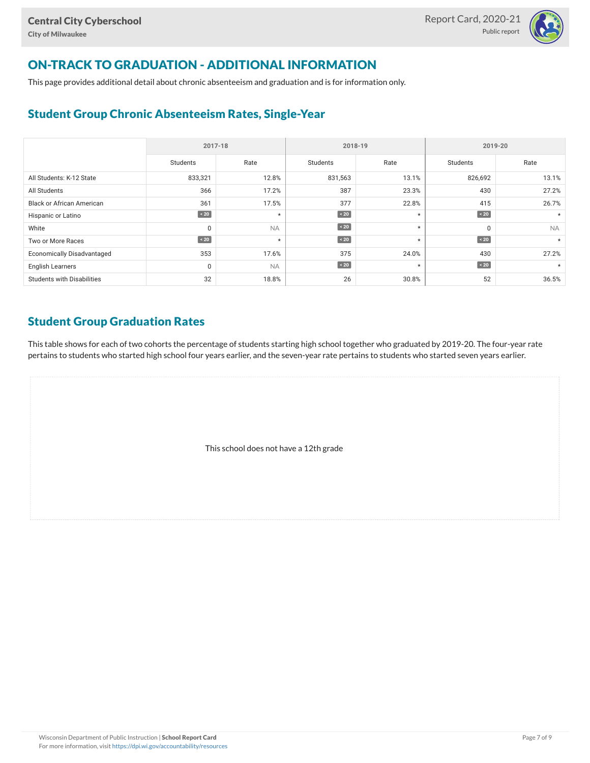## ON-TRACK TO GRADUATION - ADDITIONAL INFORMATION

This page provides additional detail about chronic absenteeism and graduation and is for information only.

### Student Group Chronic Absenteeism Rates, Single-Year

| | 2017-18 | | 2018-19 | | 2019-20 | |
|---|---|---|---|---|---|---|
| | Students | Rate | Students | Rate | Students | Rate |
| All Students: K-12 State | 833,321 | 12.8% | 831,563 | 13.1% | 826,692 | 13.1% |
| All Students | 366 | 17.2% | 387 | 23.3% | 430 | 27.2% |
| Black or African American | 361 | 17.5% | 377 | 22.8% | 415 | 26.7% |
| Hispanic or Latino | < 20 | * | < 20 | * | < 20 | * |
| White | 0 | NA | < 20 | * | 0 | NA |
| Two or More Races | < 20 | * | < 20 | * | < 20 | * |
| Economically Disadvantaged | 353 | 17.6% | 375 | 24.0% | 430 | 27.2% |
| English Learners | 0 | NA | < 20 | * | < 20 | * |
| Students with Disabilities | 32 | 18.8% | 26 | 30.8% | 52 | 36.5% |

### Student Group Graduation Rates

This table shows for each of two cohorts the percentage of students starting high school together who graduated by 2019-20. The four-year rate pertains to students who started high school four years earlier, and the seven-year rate pertains to students who started seven years earlier.

This school does not have a 12th grade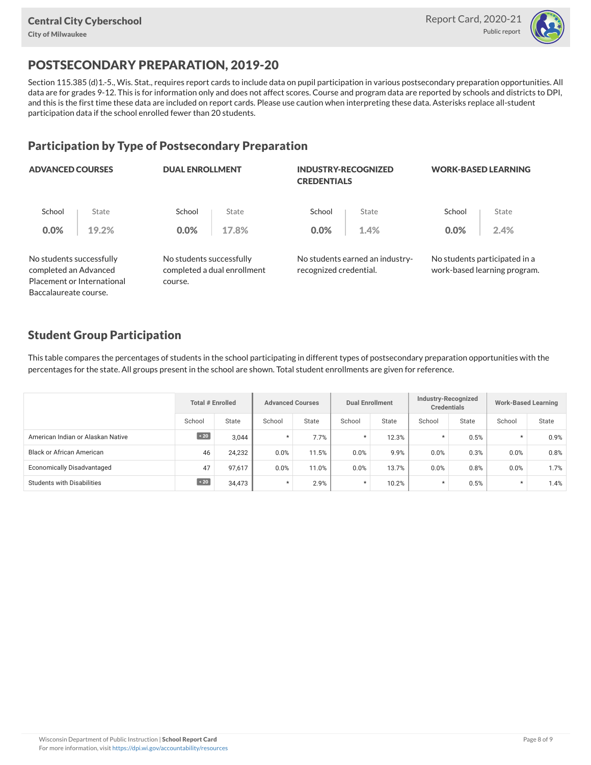## POSTSECONDARY PREPARATION, 2019-20

Section 115.385 (d)1.-5., Wis. Stat., requires report cards to include data on pupil participation in various postsecondary preparation opportunities. All data are for grades 9-12. This is for information only and does not affect scores. Course and program data are reported by schools and districts to DPI, and this is the first time these data are included on report cards. Please use caution when interpreting these data. Asterisks replace all-student participation data if the school enrolled fewer than 20 students.

### Participation by Type of Postsecondary Preparation

| | ADVANCED COURSES | DUAL ENROLLMENT | INDUSTRY-RECOGNIZED CREDENTIALS | WORK-BASED LEARNING |
|---|---|---|---|---|
| School | 0.0% | 0.0% | 0.0% | 0.0% |
| State | 19.2% | 17.8% | 1.4% | 2.4% |
| | No students successfully completed an Advanced Placement or International Baccalaureate course. | No students successfully completed a dual enrollment course. | No students earned an industry-recognized credential. | No students participated in a work-based learning program. |

### Student Group Participation

This table compares the percentages of students in the school participating in different types of postsecondary preparation opportunities with the percentages for the state. All groups present in the school are shown. Total student enrollments are given for reference.

| | Total # Enrolled | | Advanced Courses | | Dual Enrollment | | Industry-Recognized Credentials | | Work-Based Learning | |
|---|---|---|---|---|---|---|---|---|---|---|
| | School | State | School | State | School | State | School | State | School | State |
| American Indian or Alaskan Native | < 20 | 3,044 | * | 7.7% | * | 12.3% | * | 0.5% | * | 0.9% |
| Black or African American | 46 | 24,232 | 0.0% | 11.5% | 0.0% | 9.9% | 0.0% | 0.3% | 0.0% | 0.8% |
| Economically Disadvantaged | 47 | 97,617 | 0.0% | 11.0% | 0.0% | 13.7% | 0.0% | 0.8% | 0.0% | 1.7% |
| Students with Disabilities | < 20 | 34,473 | * | 2.9% | * | 10.2% | * | 0.5% | * | 1.4% |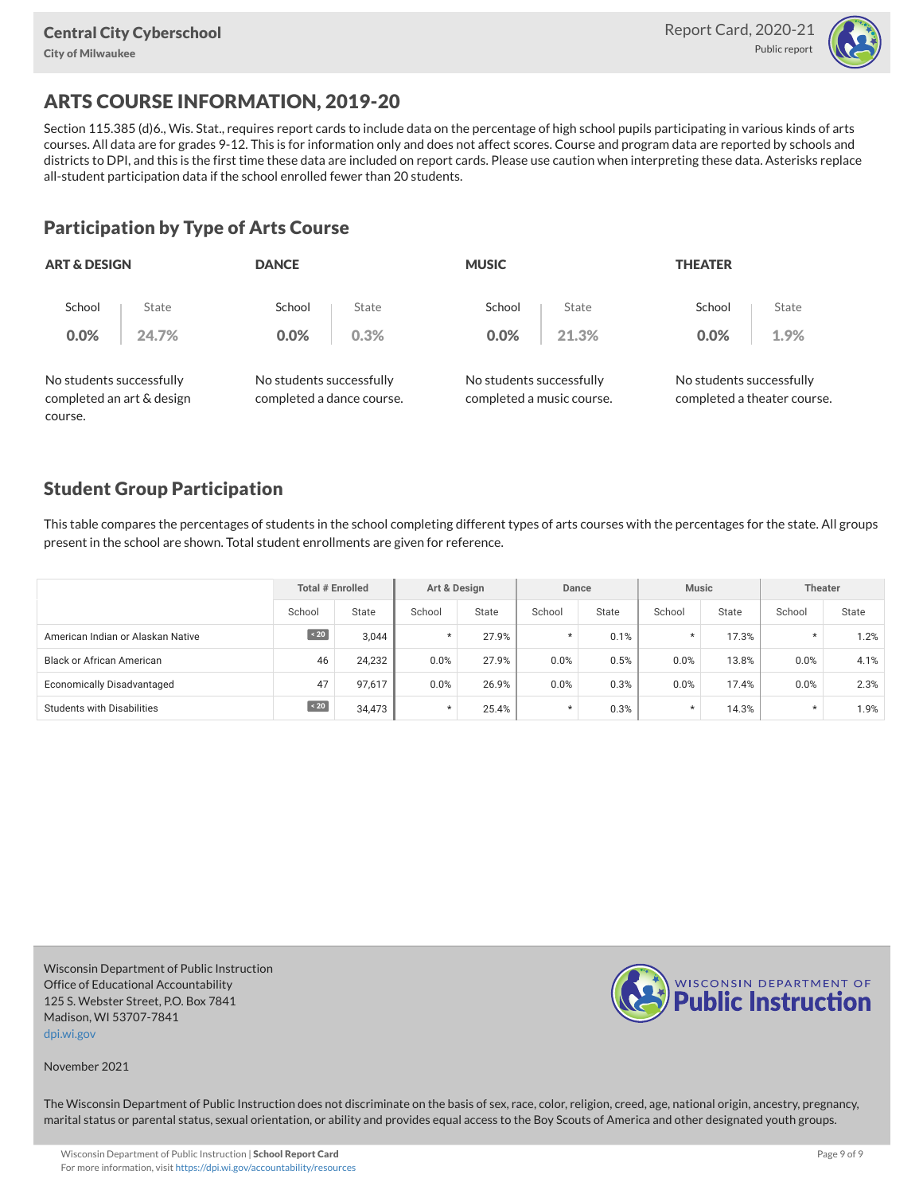Central City Cyberschool
City of Milwaukee

Report Card, 2020-21
Public report

# ARTS COURSE INFORMATION, 2019-20

Section 115.385 (d)6., Wis. Stat., requires report cards to include data on the percentage of high school pupils participating in various kinds of arts courses. All data are for grades 9-12. This is for information only and does not affect scores. Course and program data are reported by schools and districts to DPI, and this is the first time these data are included on report cards. Please use caution when interpreting these data. Asterisks replace all-student participation data if the school enrolled fewer than 20 students.

## Participation by Type of Arts Course

**ART & DESIGN**

School **0.0%** | State **24.7%**

No students successfully completed an art & design course.

**DANCE**

School **0.0%** | State **0.3%**

No students successfully completed a dance course.

**MUSIC**

School **0.0%** | State **21.3%**

No students successfully completed a music course.

**THEATER**

School **0.0%** | State **1.9%**

No students successfully completed a theater course.

## Student Group Participation

This table compares the percentages of students in the school completing different types of arts courses with the percentages for the state. All groups present in the school are shown. Total student enrollments are given for reference.

| | Total # Enrolled | | Art & Design | | Dance | | Music | | Theater | |
|---|---|---|---|---|---|---|---|---|---|---|
| | School | State | School | State | School | State | School | State | School | State |
| American Indian or Alaskan Native | < 20 | 3,044 | * | 27.9% | * | 0.1% | * | 17.3% | * | 1.2% |
| Black or African American | 46 | 24,232 | 0.0% | 27.9% | 0.0% | 0.5% | 0.0% | 13.8% | 0.0% | 4.1% |
| Economically Disadvantaged | 47 | 97,617 | 0.0% | 26.9% | 0.0% | 0.3% | 0.0% | 17.4% | 0.0% | 2.3% |
| Students with Disabilities | < 20 | 34,473 | * | 25.4% | * | 0.3% | * | 14.3% | * | 1.9% |

Wisconsin Department of Public Instruction
Office of Educational Accountability
125 S. Webster Street, P.O. Box 7841
Madison, WI 53707-7841
dpi.wi.gov

November 2021

The Wisconsin Department of Public Instruction does not discriminate on the basis of sex, race, color, religion, creed, age, national origin, ancestry, pregnancy, marital status or parental status, sexual orientation, or ability and provides equal access to the Boy Scouts of America and other designated youth groups.